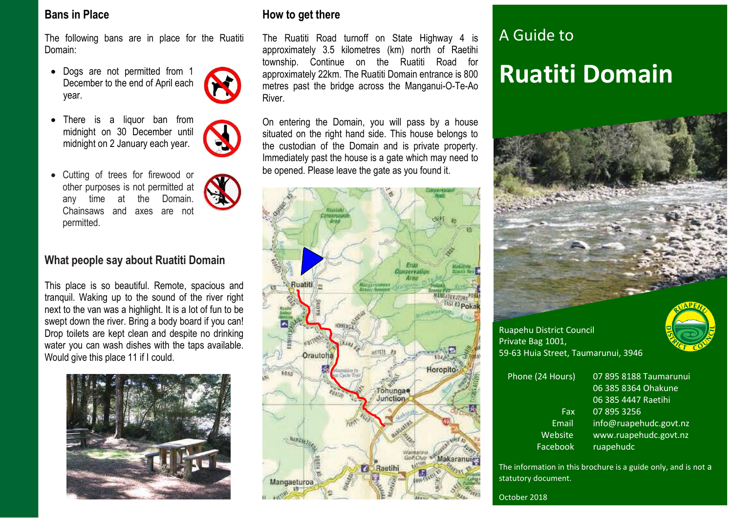## Bans in Place

The following bans are in place for the Ruatiti Domain:

- Dogs are not permitted from 1 December to the end of April each year.
- There is a liquor ban from midnight on 30 December until midnight on 2 January each year.
- Cutting of trees for firewood or other purposes is not permitted at any time at the Domain. Chainsaws and axes are not permitted.

## What people say about Ruatiti Domain

This place is so beautiful. Remote, spacious and tranquil. Waking up to the sound of the river right next to the van was a highlight. It is a lot of fun to be swept down the river. Bring a body board if you can! Drop toilets are kept clean and despite no drinking water you can wash dishes with the taps available. Would give this place 11 if I could.

## How to get there

The Ruatiti Road turnoff on State Highway 4 is approximately 3.5 kilometres (km) north of Raetihi township. Continue on the Ruatiti Road for approximately 22km. The Ruatiti Domain entrance is 800 metres past the bridge across the Manganui-O-Te-Ao River.

On entering the Domain, you will pass by a house situated on the right hand side. This house belongs to the custodian of the Domain and is private property. Immediately past the house is a gate which may need to be opened. Please leave the gate as you found it.

# A Guide to

# Ruatiti Domain

Ruapehu District Council
Private Bag 1001,
59-63 Huia Street, Taumarunui, 3946

| | |
|---|---|
| Phone (24 Hours) | 07 895 8188 Taumarunui<br>06 385 8364 Ohakune<br>06 385 4447 Raetihi |
| Fax | 07 895 3256 |
| Email | info@ruapehudc.govt.nz |
| Website | www.ruapehudc.govt.nz |
| Facebook | ruapehudc |

The information in this brochure is a guide only, and is not a statutory document.

October 2018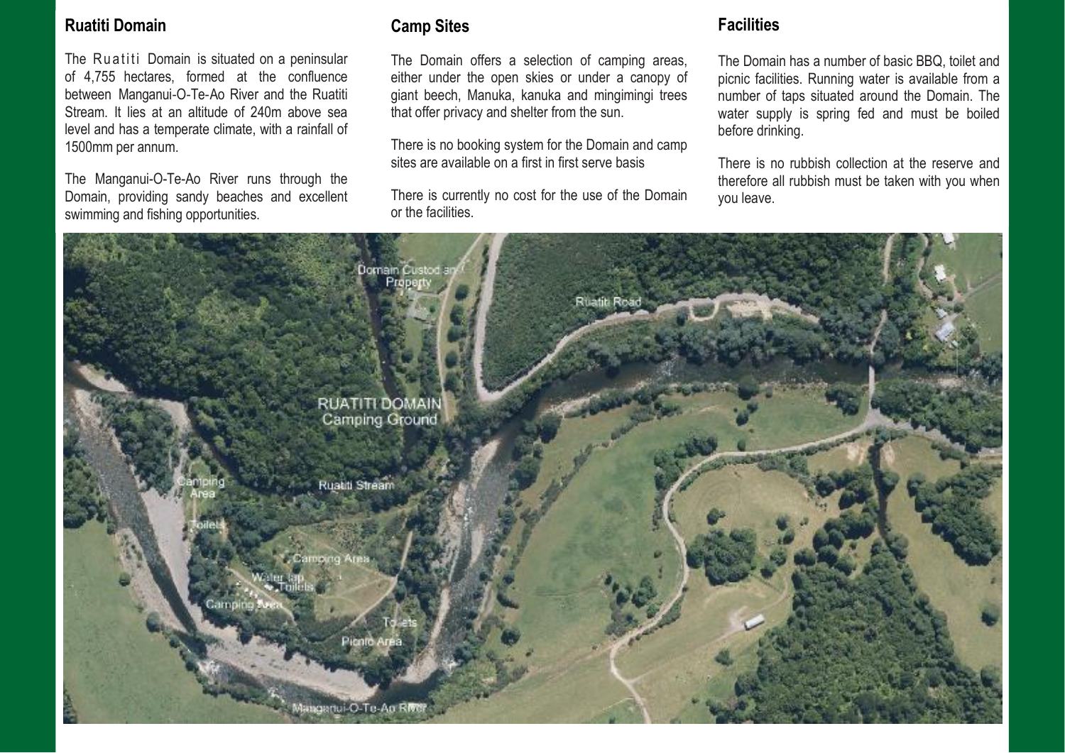## Ruatiti Domain

The Ruatiti Domain is situated on a peninsular of 4,755 hectares, formed at the confluence between Manganui-O-Te-Ao River and the Ruatiti Stream. It lies at an altitude of 240m above sea level and has a temperate climate, with a rainfall of 1500mm per annum.

The Manganui-O-Te-Ao River runs through the Domain, providing sandy beaches and excellent swimming and fishing opportunities.

## Camp Sites

The Domain offers a selection of camping areas, either under the open skies or under a canopy of giant beech, Manuka, kanuka and mingimingi trees that offer privacy and shelter from the sun.

There is no booking system for the Domain and camp sites are available on a first in first serve basis

There is currently no cost for the use of the Domain or the facilities.

## Facilities

The Domain has a number of basic BBQ, toilet and picnic facilities. Running water is available from a number of taps situated around the Domain. The water supply is spring fed and must be boiled before drinking.

There is no rubbish collection at the reserve and therefore all rubbish must be taken with you when you leave.

Domain Custodian Property

Ruatiti Road

RUATITI DOMAIN
Camping Ground

Camping Area

Ruatiti Stream

Toilets

Camping Area

Water tap

Toilets

Camping Area

Toilets

Picnic Area

Manganui-O-Te-Ao River